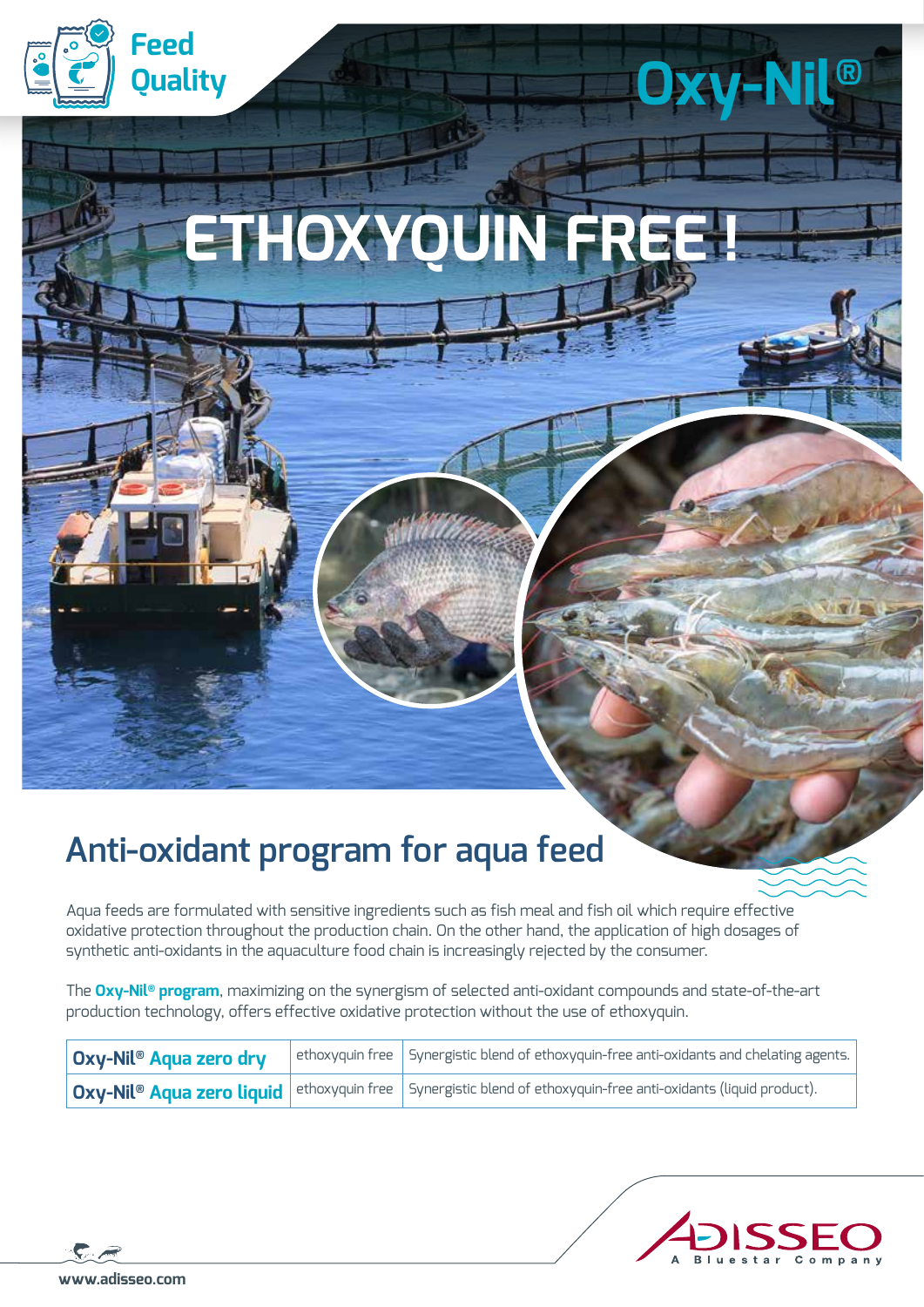Feed Quality

# Oxy-Nil®

# ETHOXYQUIN FREE !

## Anti-oxidant program for aqua feed

Aqua feeds are formulated with sensitive ingredients such as fish meal and fish oil which require effective oxidative protection throughout the production chain. On the other hand, the application of high dosages of synthetic anti-oxidants in the aquaculture food chain is increasingly rejected by the consumer.

The **Oxy-Nil® program**, maximizing on the synergism of selected anti-oxidant compounds and state-of-the-art production technology, offers effective oxidative protection without the use of ethoxyquin.

| | | |
|---|---|---|
| **Oxy-Nil® Aqua zero dry** | ethoxyquin free | Synergistic blend of ethoxyquin-free anti-oxidants and chelating agents. |
| **Oxy-Nil® Aqua zero liquid** | ethoxyquin free | Synergistic blend of ethoxyquin-free anti-oxidants (liquid product). |

ADISSEO
A Bluestar Company

www.adisseo.com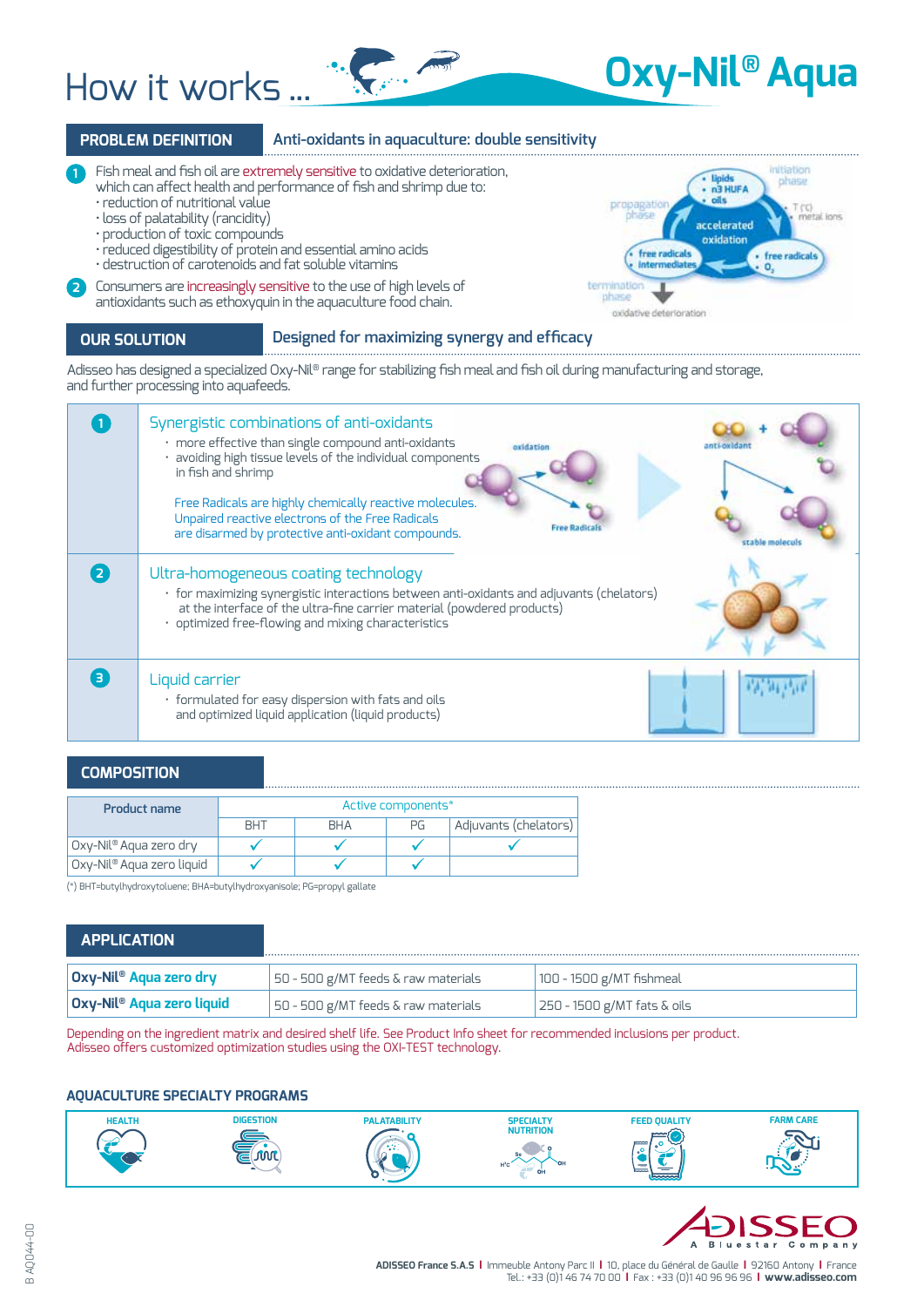# How it works ... Oxy-Nil® Aqua

## PROBLEM DEFINITION

### Anti-oxidants in aquaculture: double sensitivity

1. Fish meal and fish oil are extremely sensitive to oxidative deterioration, which can affect health and performance of fish and shrimp due to:
   - reduction of nutritional value
   - loss of palatability (rancidity)
   - production of toxic compounds
   - reduced digestibility of protein and essential amino acids
   - destruction of carotenoids and fat soluble vitamins
2. Consumers are increasingly sensitive to the use of high levels of antioxidants such as ethoxyquin in the aquaculture food chain.

initiation phase
- lipids
- n3 HUFA
- oils

propagation phase

accelerated oxidation

- T (°C)
- metal ions

- free radicals
- intermediates

- free radicals
- $O_2$

termination phase

oxidative deterioration

## OUR SOLUTION

### Designed for maximizing synergy and efficacy

Adisseo has designed a specialized Oxy-Nil® range for stabilizing fish meal and fish oil during manufacturing and storage, and further processing into aquafeeds.

**1. Synergistic combinations of anti-oxidants**
- more effective than single compound anti-oxidants
- avoiding high tissue levels of the individual components in fish and shrimp

Free Radicals are highly chemically reactive molecules. Unpaired reactive electrons of the Free Radicals are disarmed by protective anti-oxidant compounds.

oxidation

Free Radicals

anti-oxidant

stable molecuIs

**2. Ultra-homogeneous coating technology**
- for maximizing synergistic interactions between anti-oxidants and adjuvants (chelators) at the interface of the ultra-fine carrier material (powdered products)
- optimized free-flowing and mixing characteristics

**3. Liquid carrier**
- formulated for easy dispersion with fats and oils and optimized liquid application (liquid products)

## COMPOSITION

| Product name | Active components* | | | |
|---|---|---|---|---|
| | BHT | BHA | PG | Adjuvants (chelators) |
| Oxy-Nil® Aqua zero dry | ✓ | ✓ | ✓ | ✓ |
| Oxy-Nil® Aqua zero liquid | ✓ | ✓ | ✓ | |

(*) BHT=butylhydroxytoluene; BHA=butylhydroxyanisole; PG=propyl gallate

## APPLICATION

| | | |
|---|---|---|
| **Oxy-Nil® Aqua zero dry** | 50 - 500 g/MT feeds & raw materials | 100 - 1500 g/MT fishmeal |
| **Oxy-Nil® Aqua zero liquid** | 50 - 500 g/MT feeds & raw materials | 250 - 1500 g/MT fats & oils |

Depending on the ingredient matrix and desired shelf life. See Product Info sheet for recommended inclusions per product.
Adisseo offers customized optimization studies using the OXI-TEST technology.

## AQUACULTURE SPECIALTY PROGRAMS

HEALTH | DIGESTION | PALATABILITY | SPECIALTY NUTRITION | FEED QUALITY | FARM CARE

ADISSEO — A Bluestar Company

**ADISSEO France S.A.S** | Immeuble Antony Parc II | 10, place du Général de Gaulle | 92160 Antony | France
Tel.: +33 (0)1 46 74 70 00 | Fax : +33 (0)1 40 96 96 96 | **www.adisseo.com**

B AQ044-00